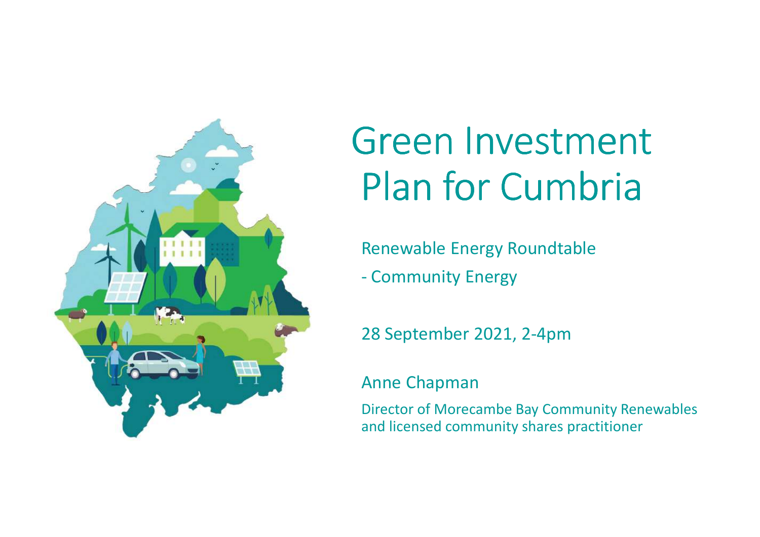# Green Investment Plan for Cumbria

Renewable Energy Roundtable

- Community Energy

28 September 2021, 2-4pm

Anne Chapman

Director of Morecambe Bay Community Renewables and licensed community shares practitioner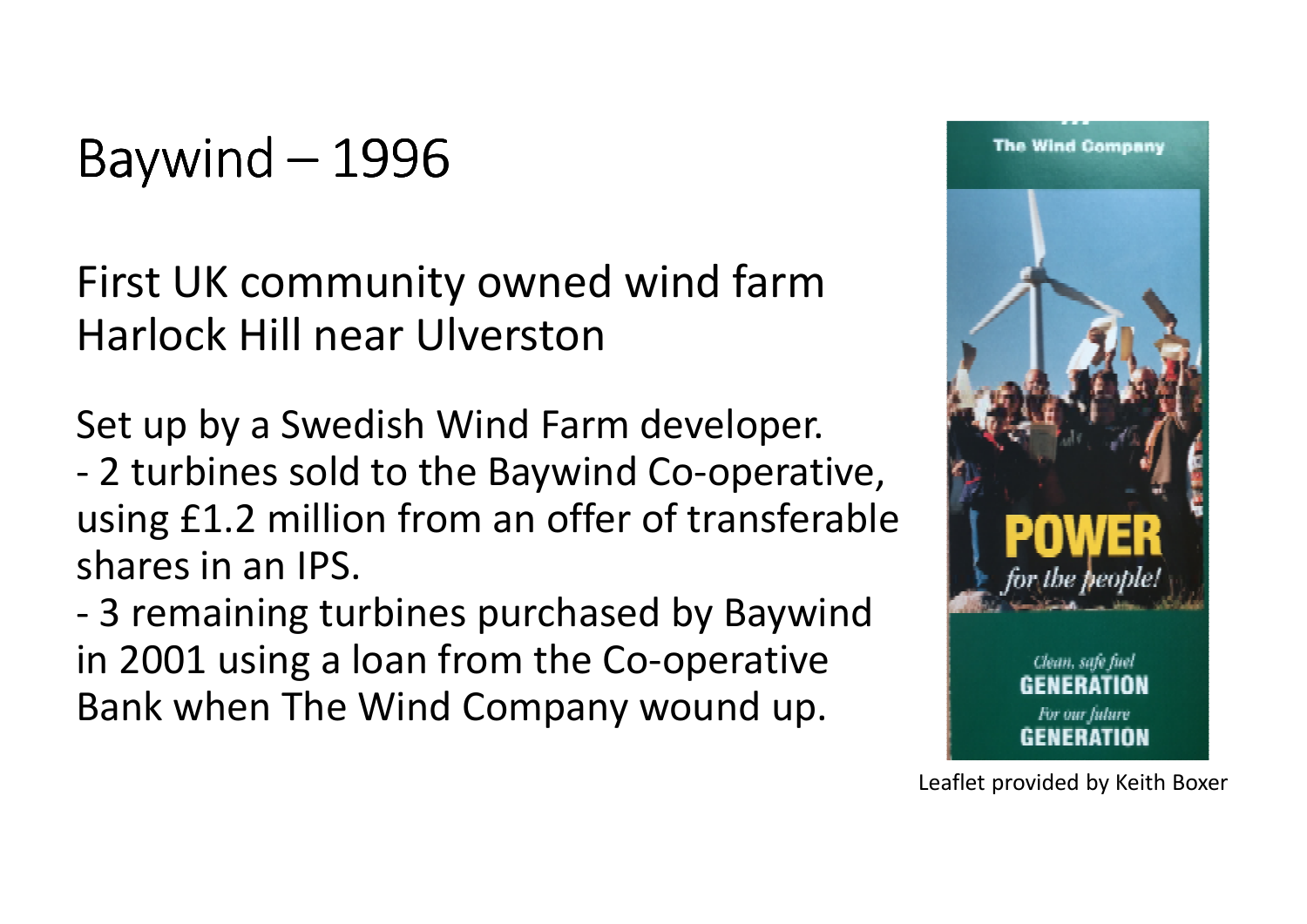# Baywind – 1996

First UK community owned wind farm
Harlock Hill near Ulverston

Set up by a Swedish Wind Farm developer.

- 2 turbines sold to the Baywind Co-operative, using £1.2 million from an offer of transferable shares in an IPS.
- 3 remaining turbines purchased by Baywind in 2001 using a loan from the Co-operative Bank when The Wind Company wound up.

The Wind Company

POWER
*for the people!*

*Clean, safe fuel*
GENERATION
*For our future*
GENERATION

Leaflet provided by Keith Boxer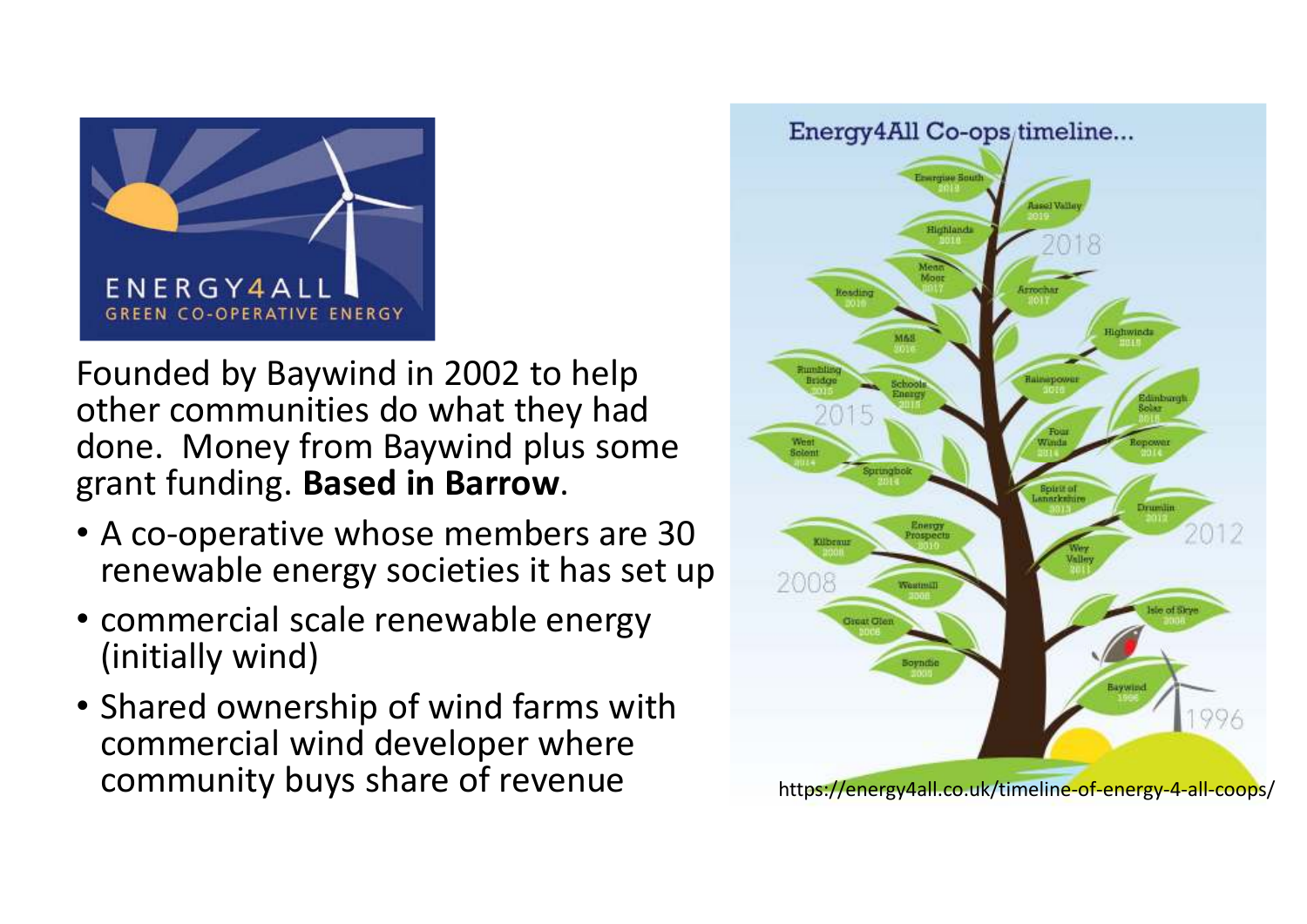Founded by Baywind in 2002 to help other communities do what they had done. Money from Baywind plus some grant funding. **Based in Barrow**.

- A co-operative whose members are 30 renewable energy societies it has set up
- commercial scale renewable energy (initially wind)
- Shared ownership of wind farms with commercial wind developer where community buys share of revenue

https://energy4all.co.uk/timeline-of-energy-4-all-coops/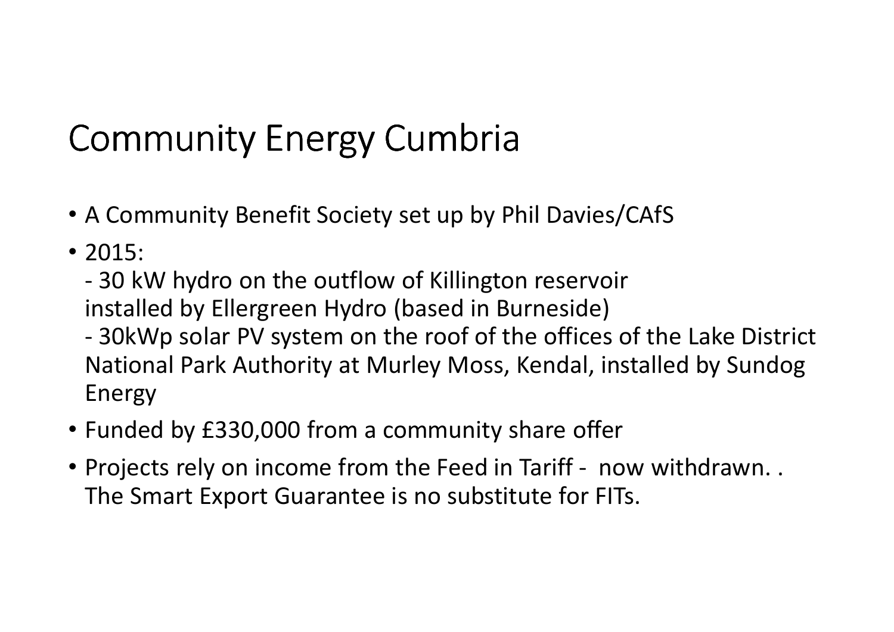# Community Energy Cumbria

- A Community Benefit Society set up by Phil Davies/CAfS
- 2015:
  - 30 kW hydro on the outflow of Killington reservoir installed by Ellergreen Hydro (based in Burneside)
  - 30kWp solar PV system on the roof of the offices of the Lake District National Park Authority at Murley Moss, Kendal, installed by Sundog Energy
- Funded by £330,000 from a community share offer
- Projects rely on income from the Feed in Tariff - now withdrawn. . The Smart Export Guarantee is no substitute for FITs.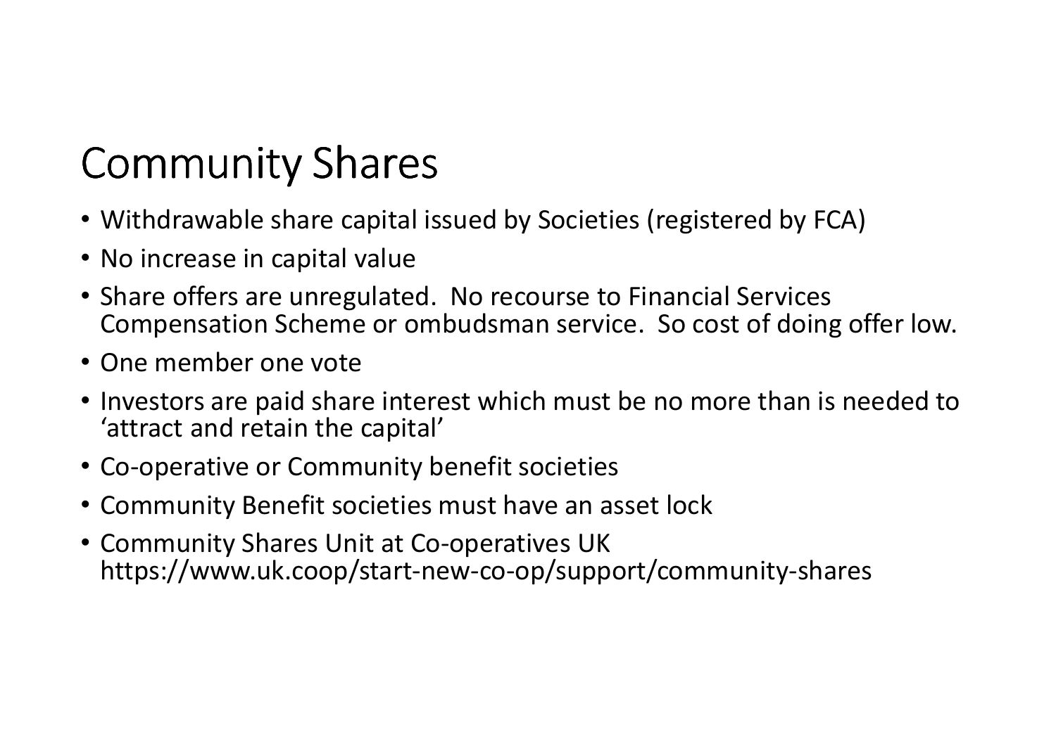# Community Shares

- Withdrawable share capital issued by Societies (registered by FCA)
- No increase in capital value
- Share offers are unregulated. No recourse to Financial Services Compensation Scheme or ombudsman service. So cost of doing offer low.
- One member one vote
- Investors are paid share interest which must be no more than is needed to 'attract and retain the capital'
- Co-operative or Community benefit societies
- Community Benefit societies must have an asset lock
- Community Shares Unit at Co-operatives UK https://www.uk.coop/start-new-co-op/support/community-shares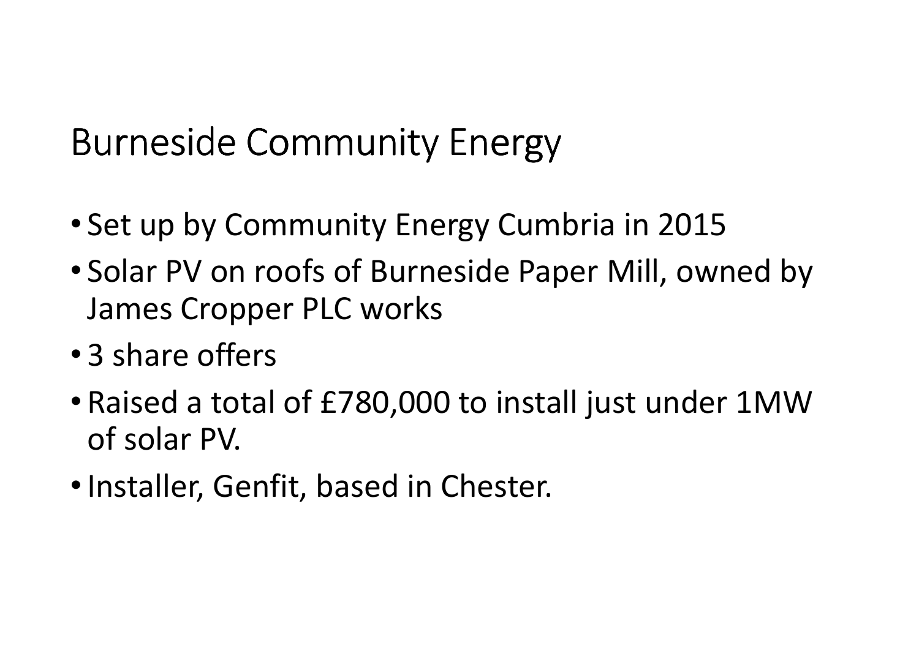# Burneside Community Energy

- Set up by Community Energy Cumbria in 2015
- Solar PV on roofs of Burneside Paper Mill, owned by James Cropper PLC works
- 3 share offers
- Raised a total of £780,000 to install just under 1MW of solar PV.
- Installer, Genfit, based in Chester.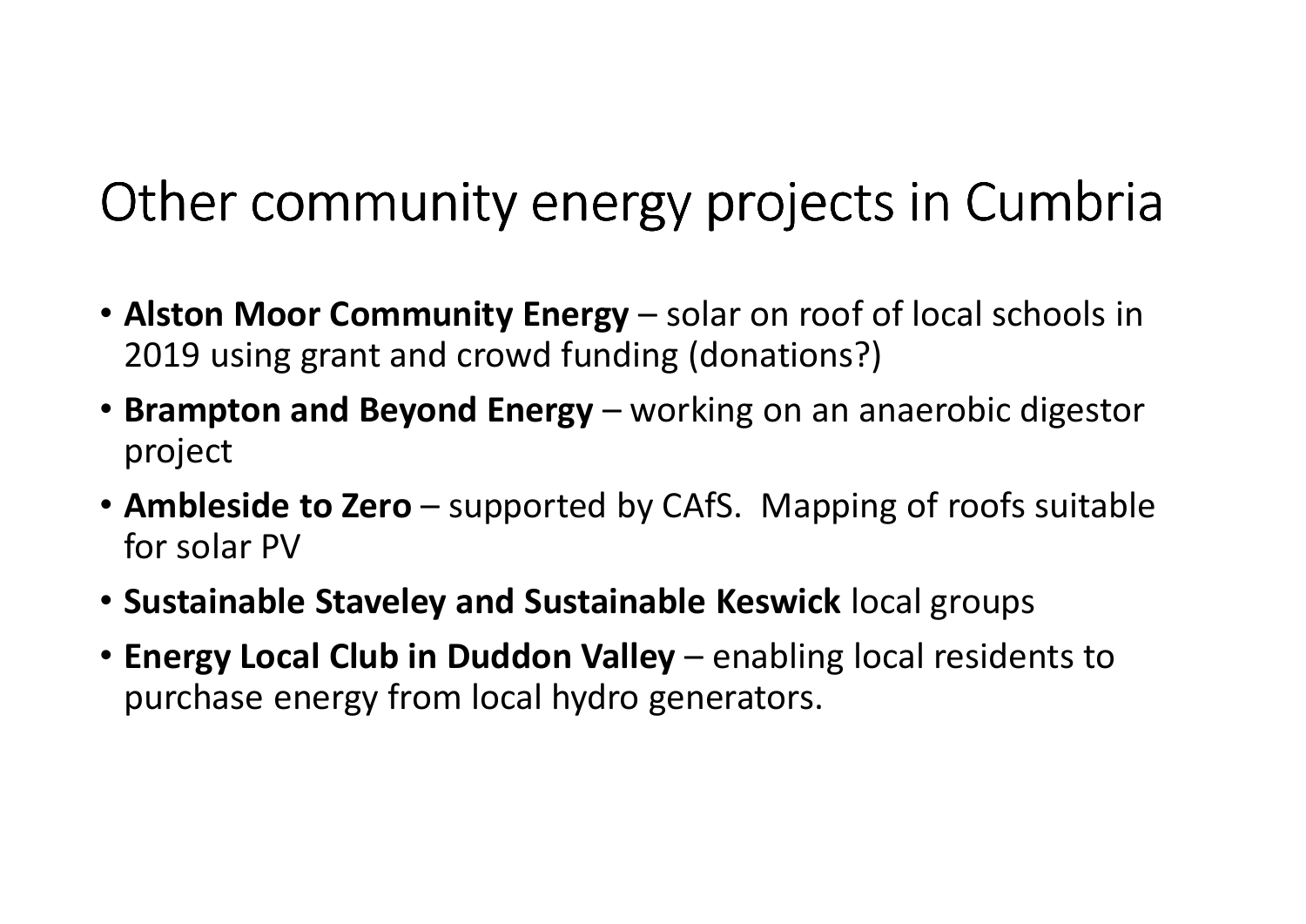# Other community energy projects in Cumbria

- **Alston Moor Community Energy** – solar on roof of local schools in 2019 using grant and crowd funding (donations?)
- **Brampton and Beyond Energy** – working on an anaerobic digestor project
- **Ambleside to Zero** – supported by CAfS. Mapping of roofs suitable for solar PV
- **Sustainable Staveley and Sustainable Keswick** local groups
- **Energy Local Club in Duddon Valley** – enabling local residents to purchase energy from local hydro generators.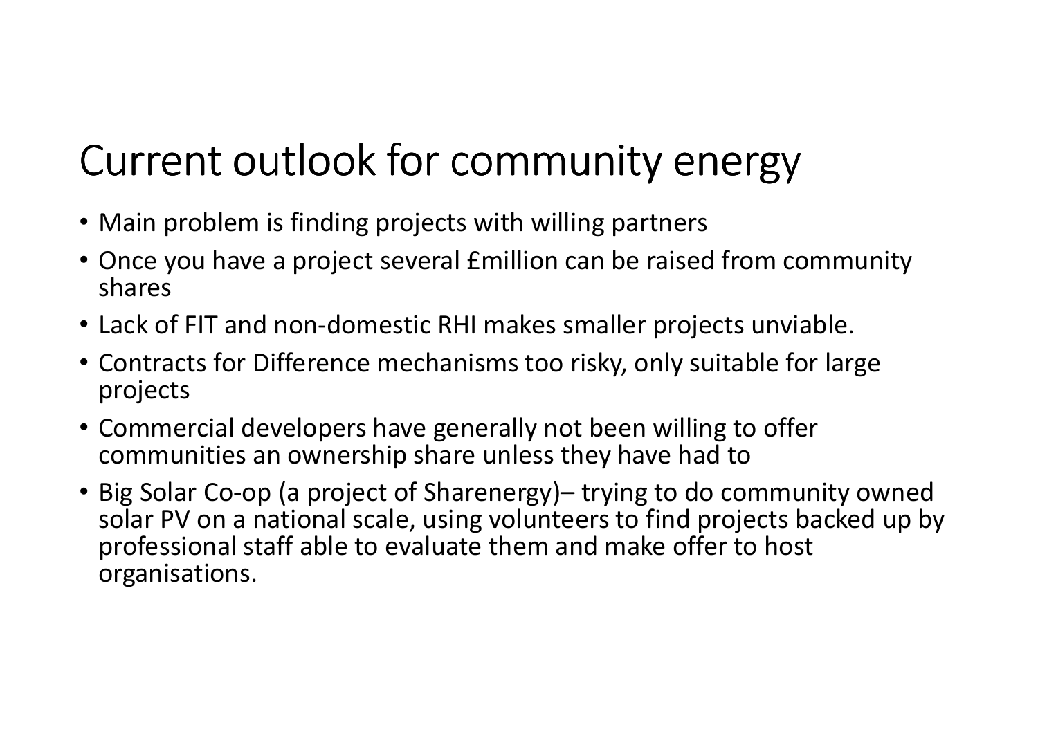# Current outlook for community energy

- Main problem is finding projects with willing partners
- Once you have a project several £million can be raised from community shares
- Lack of FIT and non-domestic RHI makes smaller projects unviable.
- Contracts for Difference mechanisms too risky, only suitable for large projects
- Commercial developers have generally not been willing to offer communities an ownership share unless they have had to
- Big Solar Co-op (a project of Sharenergy)– trying to do community owned solar PV on a national scale, using volunteers to find projects backed up by professional staff able to evaluate them and make offer to host organisations.